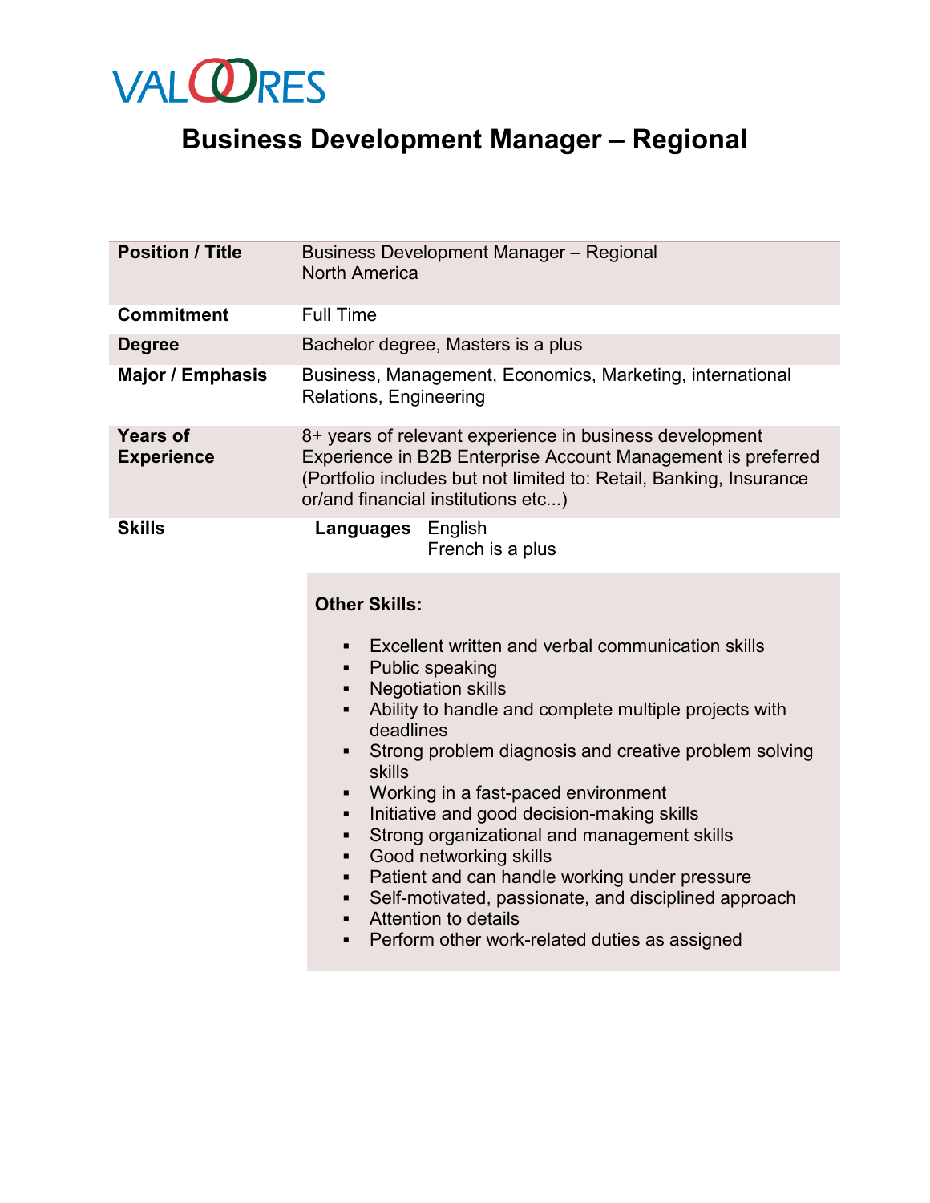VALOORES

# Business Development Manager – Regional

| | |
|---|---|
| **Position / Title** | Business Development Manager – Regional<br>North America |
| **Commitment** | Full Time |
| **Degree** | Bachelor degree, Masters is a plus |
| **Major / Emphasis** | Business, Management, Economics, Marketing, international Relations, Engineering |
| **Years of Experience** | 8+ years of relevant experience in business development<br>Experience in B2B Enterprise Account Management is preferred (Portfolio includes but not limited to: Retail, Banking, Insurance or/and financial institutions etc...) |
| **Skills** | **Languages** English<br>French is a plus |

**Other Skills:**

- Excellent written and verbal communication skills
- Public speaking
- Negotiation skills
- Ability to handle and complete multiple projects with deadlines
- Strong problem diagnosis and creative problem solving skills
- Working in a fast-paced environment
- Initiative and good decision-making skills
- Strong organizational and management skills
- Good networking skills
- Patient and can handle working under pressure
- Self-motivated, passionate, and disciplined approach
- Attention to details
- Perform other work-related duties as assigned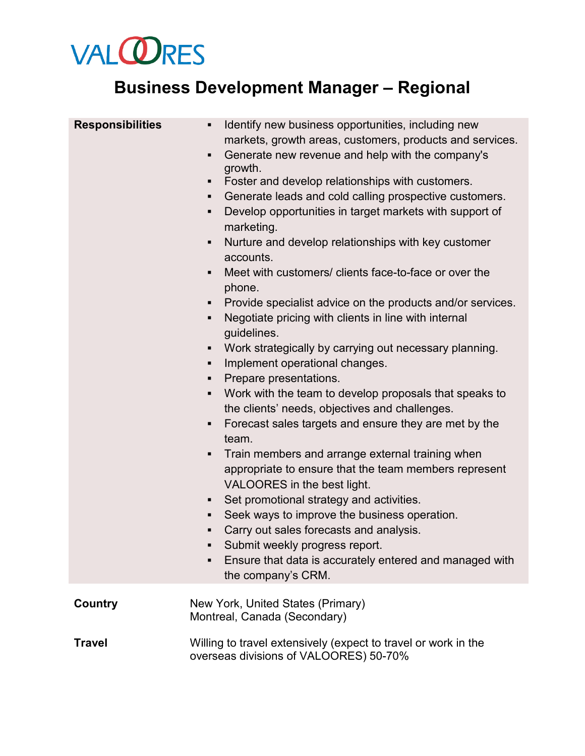VALOORES

# Business Development Manager – Regional

**Responsibilities**

- Identify new business opportunities, including new markets, growth areas, customers, products and services.
- Generate new revenue and help with the company's growth.
- Foster and develop relationships with customers.
- Generate leads and cold calling prospective customers.
- Develop opportunities in target markets with support of marketing.
- Nurture and develop relationships with key customer accounts.
- Meet with customers/ clients face-to-face or over the phone.
- Provide specialist advice on the products and/or services.
- Negotiate pricing with clients in line with internal guidelines.
- Work strategically by carrying out necessary planning.
- Implement operational changes.
- Prepare presentations.
- Work with the team to develop proposals that speaks to the clients' needs, objectives and challenges.
- Forecast sales targets and ensure they are met by the team.
- Train members and arrange external training when appropriate to ensure that the team members represent VALOORES in the best light.
- Set promotional strategy and activities.
- Seek ways to improve the business operation.
- Carry out sales forecasts and analysis.
- Submit weekly progress report.
- Ensure that data is accurately entered and managed with the company's CRM.

**Country**

New York, United States (Primary)
Montreal, Canada (Secondary)

**Travel**

Willing to travel extensively (expect to travel or work in the overseas divisions of VALOORES) 50-70%